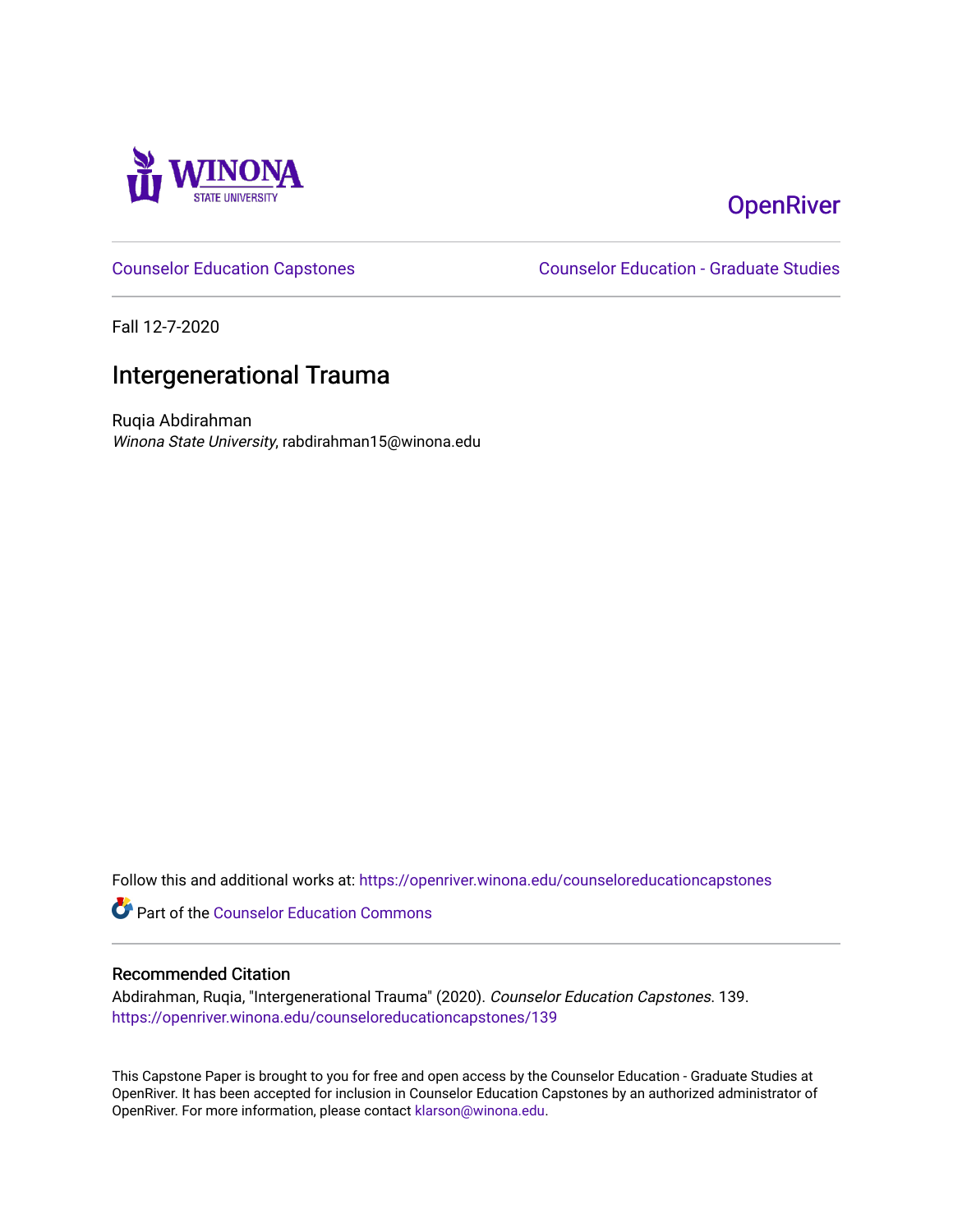Winona State University

OpenRiver

Counselor Education Capstones

Counselor Education - Graduate Studies

Fall 12-7-2020

# Intergenerational Trauma

Ruqia Abdirahman
*Winona State University*, rabdirahman15@winona.edu

Follow this and additional works at: https://openriver.winona.edu/counseloreducationcapstones

Part of the Counselor Education Commons

## Recommended Citation

Abdirahman, Ruqia, "Intergenerational Trauma" (2020). *Counselor Education Capstones*. 139.
https://openriver.winona.edu/counseloreducationcapstones/139

This Capstone Paper is brought to you for free and open access by the Counselor Education - Graduate Studies at OpenRiver. It has been accepted for inclusion in Counselor Education Capstones by an authorized administrator of OpenRiver. For more information, please contact klarson@winona.edu.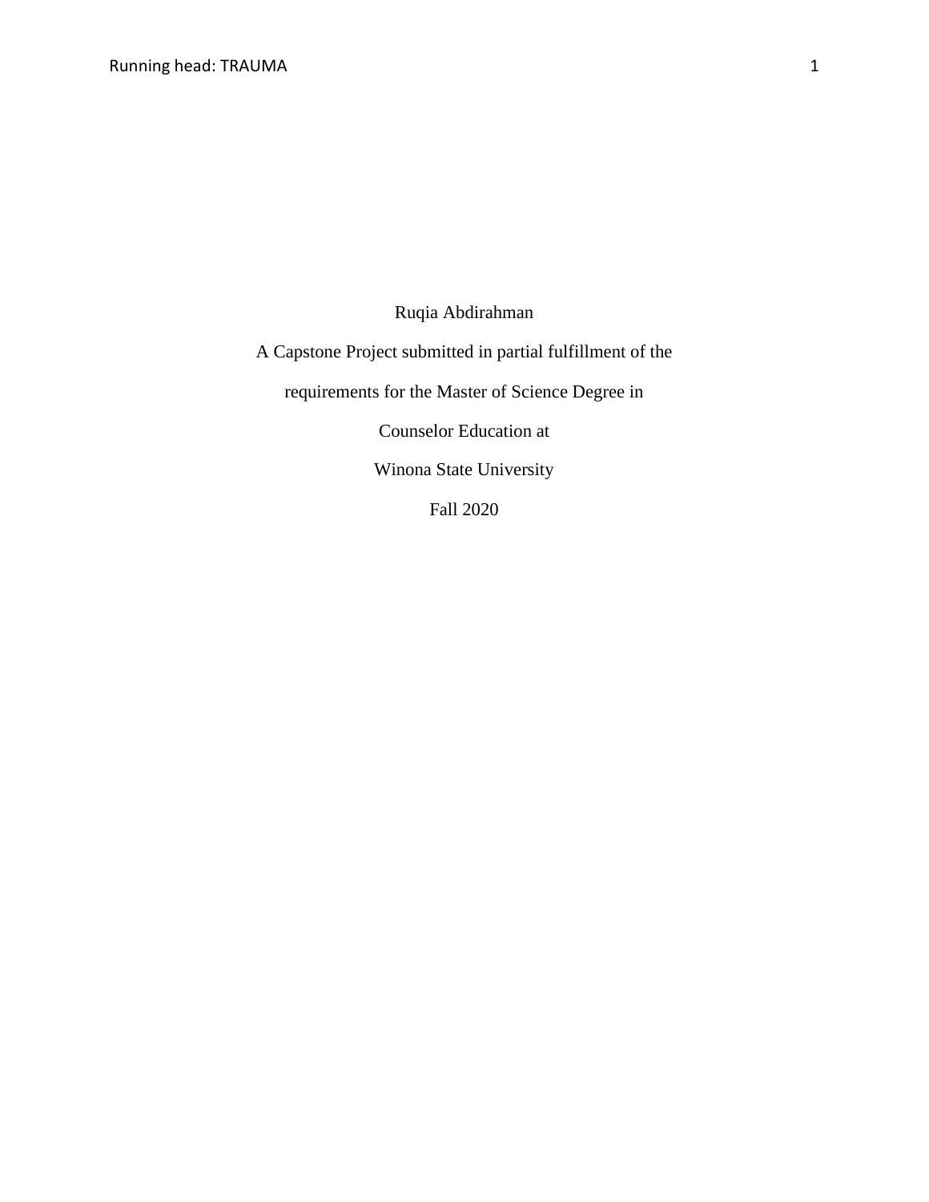Ruqia Abdirahman

A Capstone Project submitted in partial fulfillment of the

requirements for the Master of Science Degree in

Counselor Education at

Winona State University

Fall 2020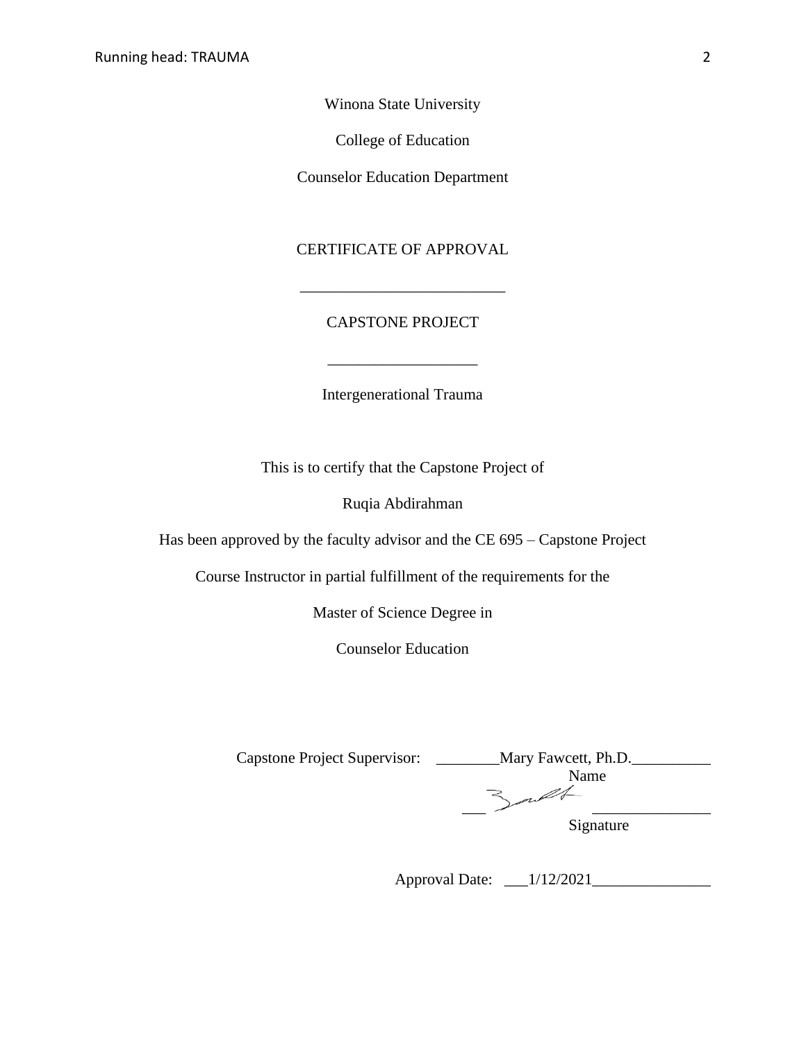Winona State University

College of Education

Counselor Education Department

CERTIFICATE OF APPROVAL

___________________________

CAPSTONE PROJECT

___________________

Intergenerational Trauma

This is to certify that the Capstone Project of

Ruqia Abdirahman

Has been approved by the faculty advisor and the CE 695 – Capstone Project

Course Instructor in partial fulfillment of the requirements for the

Master of Science Degree in

Counselor Education

Capstone Project Supervisor: ________Mary Fawcett, Ph.D.__________
Name

______________________________
Signature

Approval Date: ___1/12/2021_______________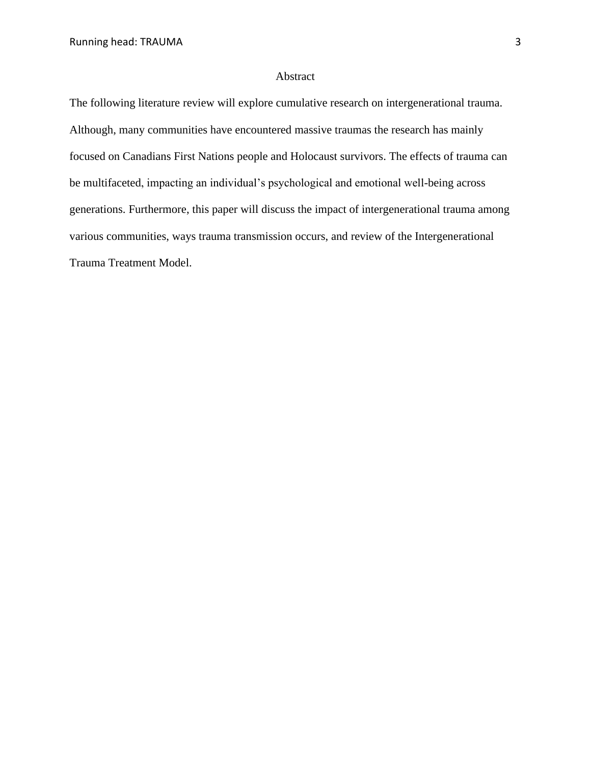# Abstract

The following literature review will explore cumulative research on intergenerational trauma. Although, many communities have encountered massive traumas the research has mainly focused on Canadians First Nations people and Holocaust survivors. The effects of trauma can be multifaceted, impacting an individual's psychological and emotional well-being across generations. Furthermore, this paper will discuss the impact of intergenerational trauma among various communities, ways trauma transmission occurs, and review of the Intergenerational Trauma Treatment Model.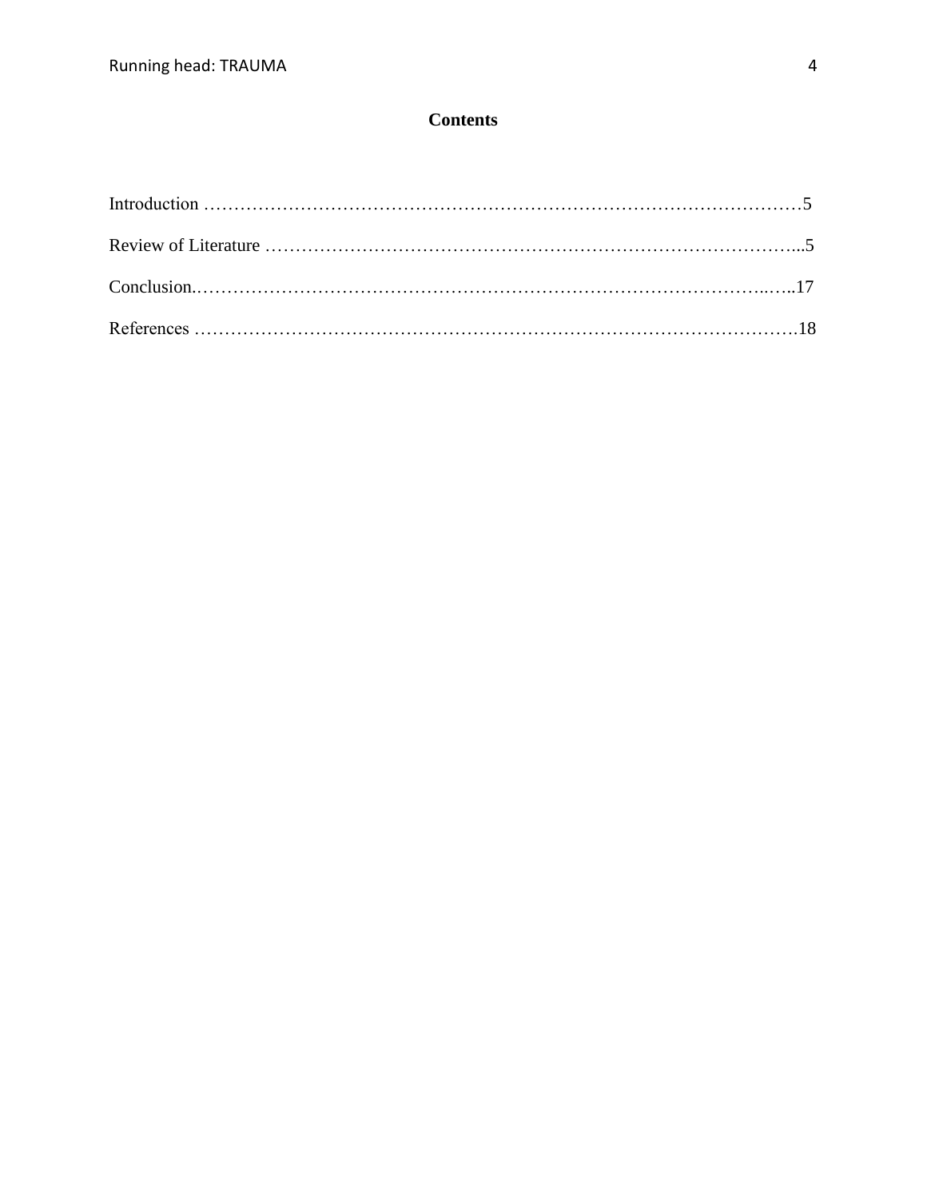# Contents

Introduction ……………………………………………………………………………………5

Review of Literature ………………………………………………………………………...5

Conclusion.……………………………………………………………………………..…..17

References …………………………………………………………………………………18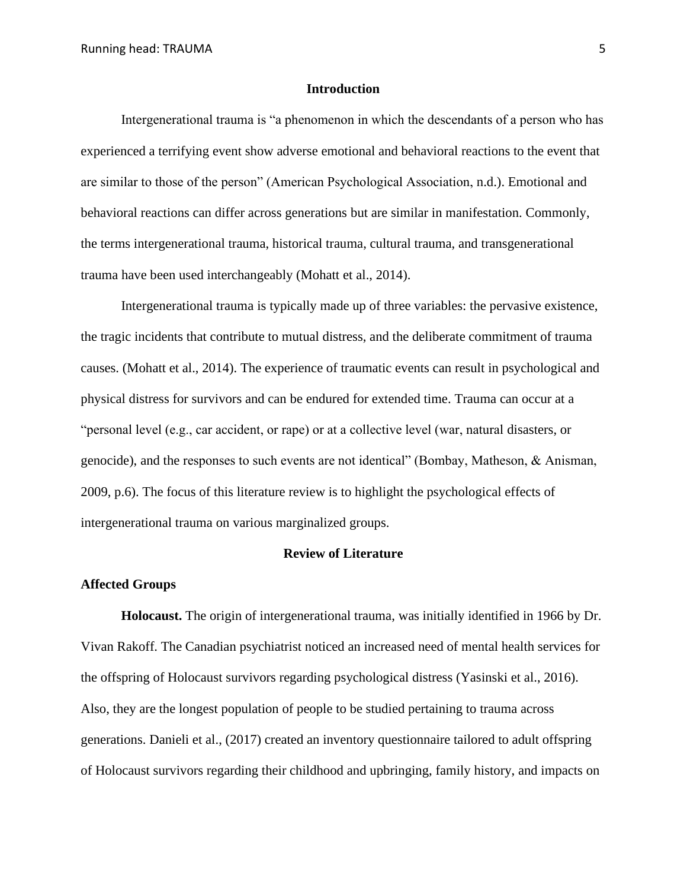## Introduction

Intergenerational trauma is "a phenomenon in which the descendants of a person who has experienced a terrifying event show adverse emotional and behavioral reactions to the event that are similar to those of the person" (American Psychological Association, n.d.). Emotional and behavioral reactions can differ across generations but are similar in manifestation. Commonly, the terms intergenerational trauma, historical trauma, cultural trauma, and transgenerational trauma have been used interchangeably (Mohatt et al., 2014).

Intergenerational trauma is typically made up of three variables: the pervasive existence, the tragic incidents that contribute to mutual distress, and the deliberate commitment of trauma causes. (Mohatt et al., 2014). The experience of traumatic events can result in psychological and physical distress for survivors and can be endured for extended time. Trauma can occur at a "personal level (e.g., car accident, or rape) or at a collective level (war, natural disasters, or genocide), and the responses to such events are not identical" (Bombay, Matheson, & Anisman, 2009, p.6). The focus of this literature review is to highlight the psychological effects of intergenerational trauma on various marginalized groups.

## Review of Literature

### Affected Groups

**Holocaust.** The origin of intergenerational trauma, was initially identified in 1966 by Dr. Vivan Rakoff. The Canadian psychiatrist noticed an increased need of mental health services for the offspring of Holocaust survivors regarding psychological distress (Yasinski et al., 2016). Also, they are the longest population of people to be studied pertaining to trauma across generations. Danieli et al., (2017) created an inventory questionnaire tailored to adult offspring of Holocaust survivors regarding their childhood and upbringing, family history, and impacts on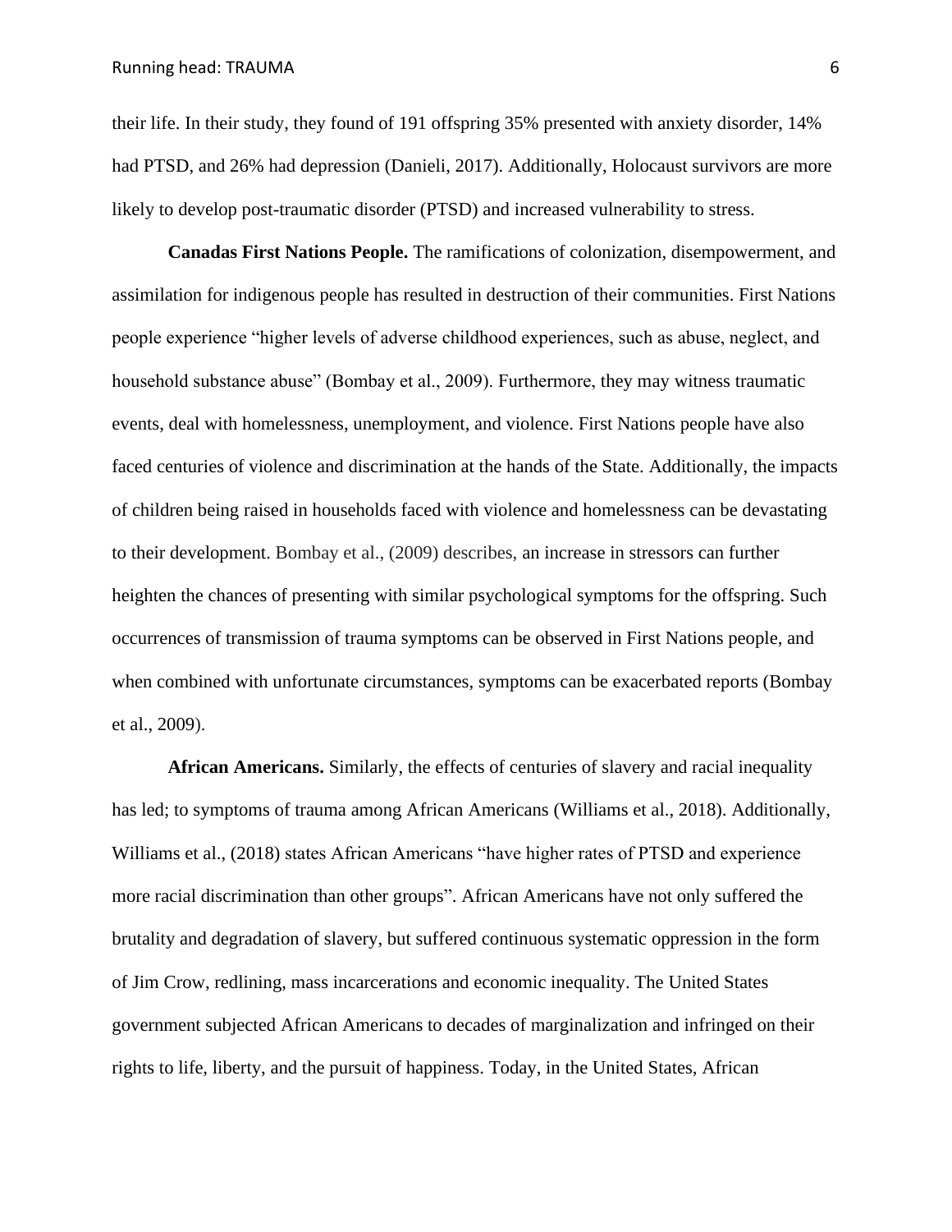their life. In their study, they found of 191 offspring 35% presented with anxiety disorder, 14% had PTSD, and 26% had depression (Danieli, 2017). Additionally, Holocaust survivors are more likely to develop post-traumatic disorder (PTSD) and increased vulnerability to stress.

**Canadas First Nations People.** The ramifications of colonization, disempowerment, and assimilation for indigenous people has resulted in destruction of their communities. First Nations people experience "higher levels of adverse childhood experiences, such as abuse, neglect, and household substance abuse" (Bombay et al., 2009). Furthermore, they may witness traumatic events, deal with homelessness, unemployment, and violence. First Nations people have also faced centuries of violence and discrimination at the hands of the State. Additionally, the impacts of children being raised in households faced with violence and homelessness can be devastating to their development. Bombay et al., (2009) describes, an increase in stressors can further heighten the chances of presenting with similar psychological symptoms for the offspring. Such occurrences of transmission of trauma symptoms can be observed in First Nations people, and when combined with unfortunate circumstances, symptoms can be exacerbated reports (Bombay et al., 2009).

**African Americans.** Similarly, the effects of centuries of slavery and racial inequality has led; to symptoms of trauma among African Americans (Williams et al., 2018). Additionally, Williams et al., (2018) states African Americans "have higher rates of PTSD and experience more racial discrimination than other groups". African Americans have not only suffered the brutality and degradation of slavery, but suffered continuous systematic oppression in the form of Jim Crow, redlining, mass incarcerations and economic inequality. The United States government subjected African Americans to decades of marginalization and infringed on their rights to life, liberty, and the pursuit of happiness. Today, in the United States, African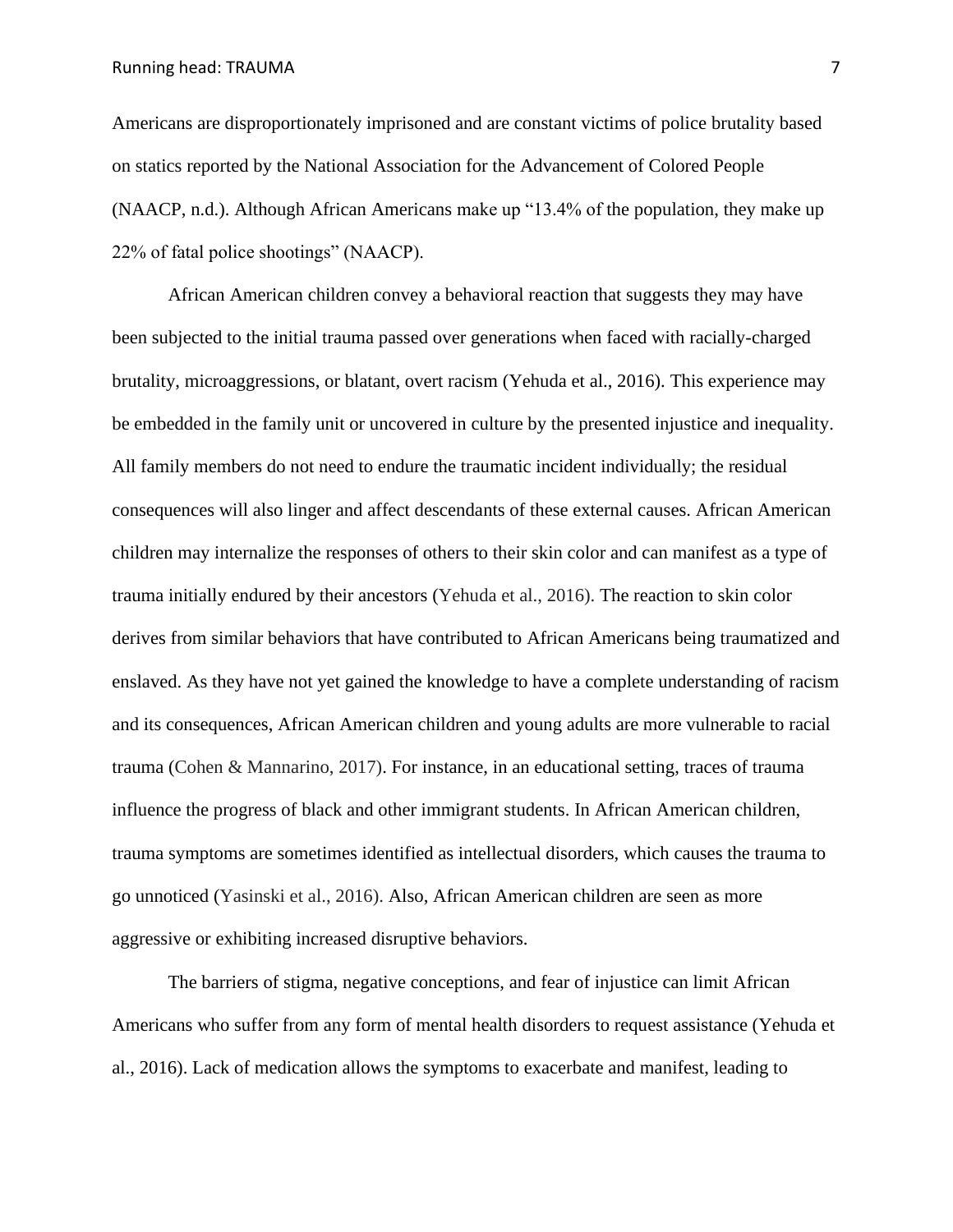Americans are disproportionately imprisoned and are constant victims of police brutality based on statics reported by the National Association for the Advancement of Colored People (NAACP, n.d.). Although African Americans make up "13.4% of the population, they make up 22% of fatal police shootings" (NAACP).

African American children convey a behavioral reaction that suggests they may have been subjected to the initial trauma passed over generations when faced with racially-charged brutality, microaggressions, or blatant, overt racism (Yehuda et al., 2016). This experience may be embedded in the family unit or uncovered in culture by the presented injustice and inequality. All family members do not need to endure the traumatic incident individually; the residual consequences will also linger and affect descendants of these external causes. African American children may internalize the responses of others to their skin color and can manifest as a type of trauma initially endured by their ancestors (Yehuda et al., 2016). The reaction to skin color derives from similar behaviors that have contributed to African Americans being traumatized and enslaved. As they have not yet gained the knowledge to have a complete understanding of racism and its consequences, African American children and young adults are more vulnerable to racial trauma (Cohen & Mannarino, 2017). For instance, in an educational setting, traces of trauma influence the progress of black and other immigrant students. In African American children, trauma symptoms are sometimes identified as intellectual disorders, which causes the trauma to go unnoticed (Yasinski et al., 2016). Also, African American children are seen as more aggressive or exhibiting increased disruptive behaviors.

The barriers of stigma, negative conceptions, and fear of injustice can limit African Americans who suffer from any form of mental health disorders to request assistance (Yehuda et al., 2016). Lack of medication allows the symptoms to exacerbate and manifest, leading to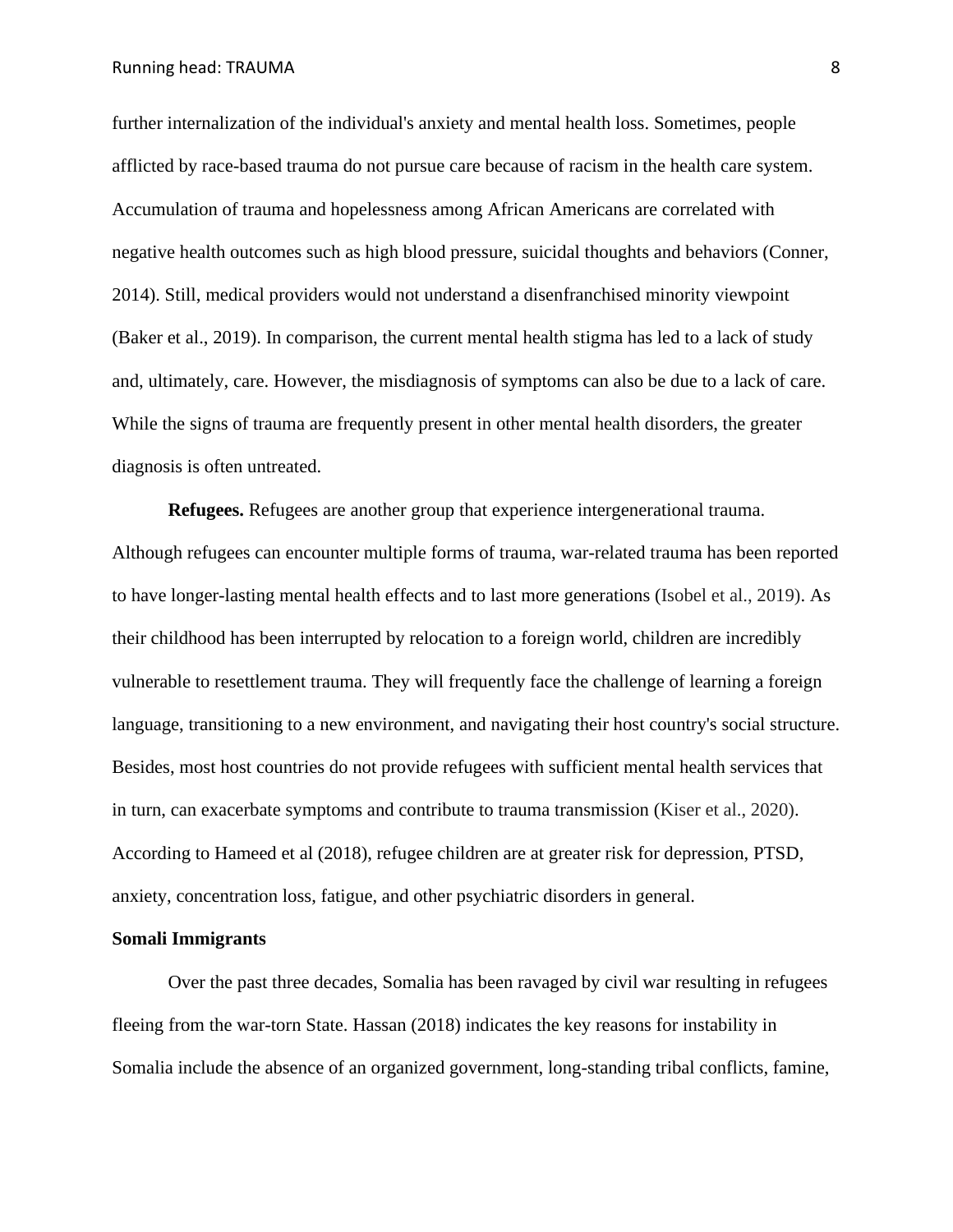further internalization of the individual's anxiety and mental health loss. Sometimes, people afflicted by race-based trauma do not pursue care because of racism in the health care system. Accumulation of trauma and hopelessness among African Americans are correlated with negative health outcomes such as high blood pressure, suicidal thoughts and behaviors (Conner, 2014). Still, medical providers would not understand a disenfranchised minority viewpoint (Baker et al., 2019). In comparison, the current mental health stigma has led to a lack of study and, ultimately, care. However, the misdiagnosis of symptoms can also be due to a lack of care. While the signs of trauma are frequently present in other mental health disorders, the greater diagnosis is often untreated.

**Refugees.** Refugees are another group that experience intergenerational trauma. Although refugees can encounter multiple forms of trauma, war-related trauma has been reported to have longer-lasting mental health effects and to last more generations (Isobel et al., 2019). As their childhood has been interrupted by relocation to a foreign world, children are incredibly vulnerable to resettlement trauma. They will frequently face the challenge of learning a foreign language, transitioning to a new environment, and navigating their host country's social structure. Besides, most host countries do not provide refugees with sufficient mental health services that in turn, can exacerbate symptoms and contribute to trauma transmission (Kiser et al., 2020). According to Hameed et al (2018), refugee children are at greater risk for depression, PTSD, anxiety, concentration loss, fatigue, and other psychiatric disorders in general.

**Somali Immigrants**

Over the past three decades, Somalia has been ravaged by civil war resulting in refugees fleeing from the war-torn State. Hassan (2018) indicates the key reasons for instability in Somalia include the absence of an organized government, long-standing tribal conflicts, famine,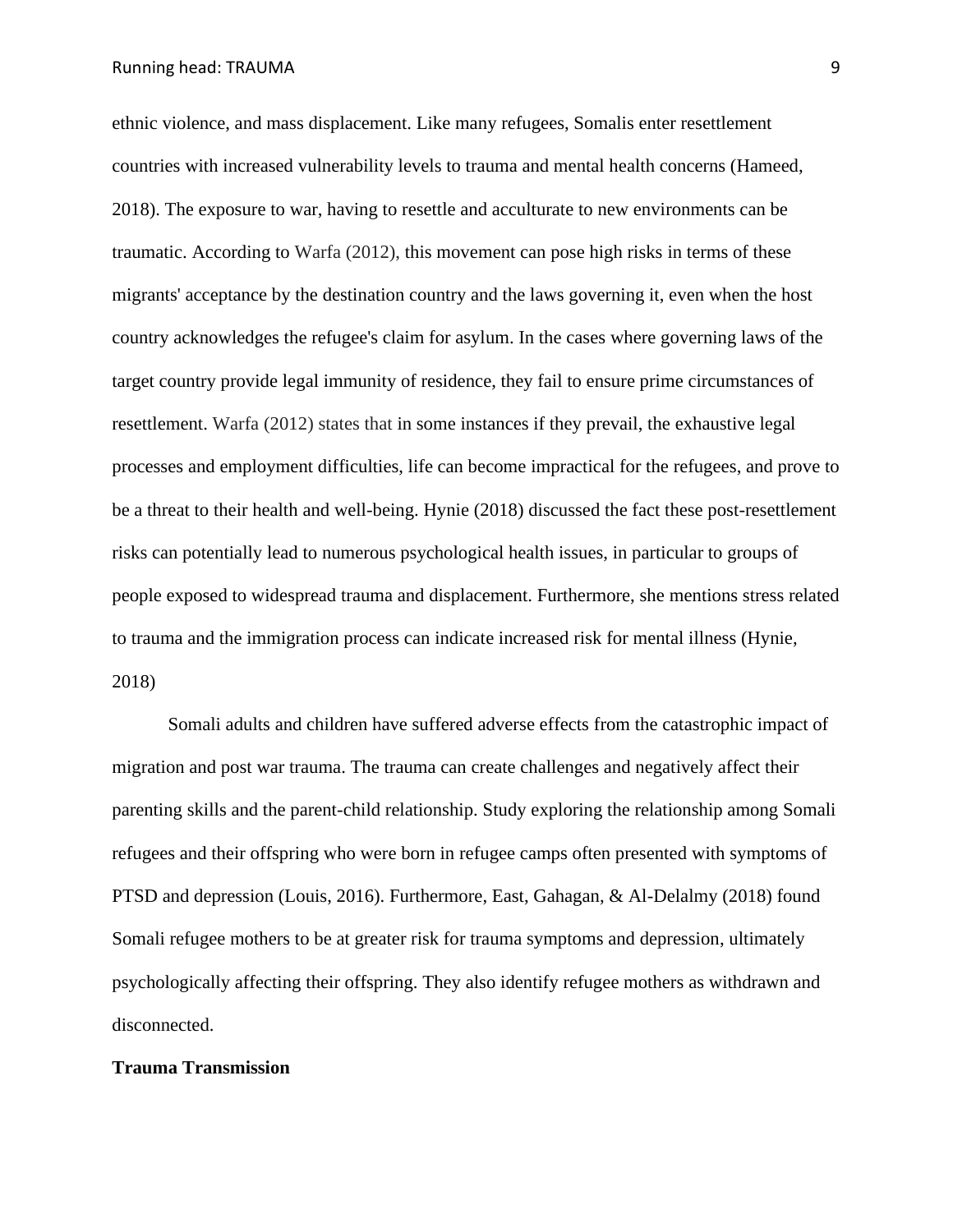ethnic violence, and mass displacement. Like many refugees, Somalis enter resettlement countries with increased vulnerability levels to trauma and mental health concerns (Hameed, 2018). The exposure to war, having to resettle and acculturate to new environments can be traumatic. According to Warfa (2012), this movement can pose high risks in terms of these migrants' acceptance by the destination country and the laws governing it, even when the host country acknowledges the refugee's claim for asylum. In the cases where governing laws of the target country provide legal immunity of residence, they fail to ensure prime circumstances of resettlement. Warfa (2012) states that in some instances if they prevail, the exhaustive legal processes and employment difficulties, life can become impractical for the refugees, and prove to be a threat to their health and well-being. Hynie (2018) discussed the fact these post-resettlement risks can potentially lead to numerous psychological health issues, in particular to groups of people exposed to widespread trauma and displacement. Furthermore, she mentions stress related to trauma and the immigration process can indicate increased risk for mental illness (Hynie, 2018)

Somali adults and children have suffered adverse effects from the catastrophic impact of migration and post war trauma. The trauma can create challenges and negatively affect their parenting skills and the parent-child relationship. Study exploring the relationship among Somali refugees and their offspring who were born in refugee camps often presented with symptoms of PTSD and depression (Louis, 2016). Furthermore, East, Gahagan, & Al-Delalmy (2018) found Somali refugee mothers to be at greater risk for trauma symptoms and depression, ultimately psychologically affecting their offspring. They also identify refugee mothers as withdrawn and disconnected.

**Trauma Transmission**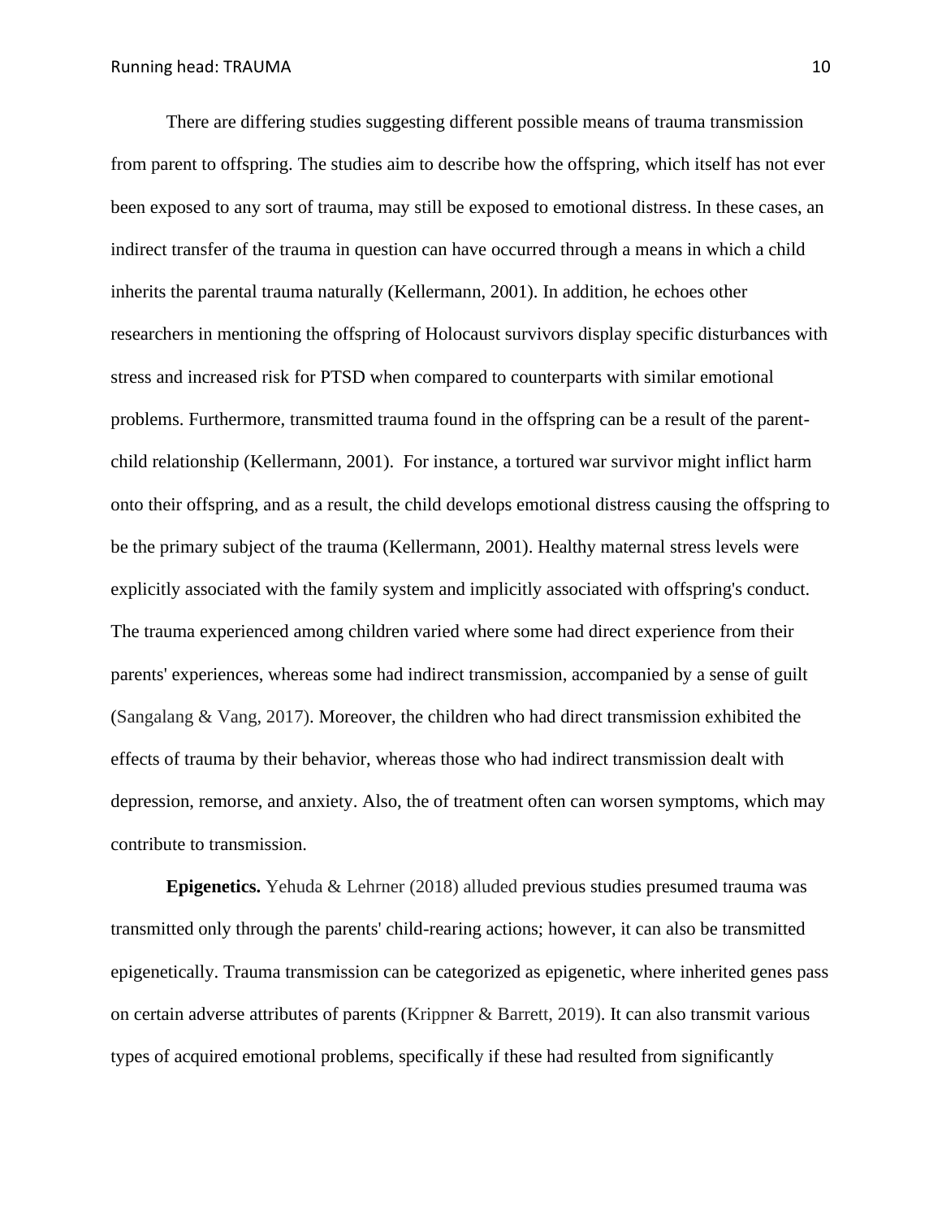There are differing studies suggesting different possible means of trauma transmission from parent to offspring. The studies aim to describe how the offspring, which itself has not ever been exposed to any sort of trauma, may still be exposed to emotional distress. In these cases, an indirect transfer of the trauma in question can have occurred through a means in which a child inherits the parental trauma naturally (Kellermann, 2001). In addition, he echoes other researchers in mentioning the offspring of Holocaust survivors display specific disturbances with stress and increased risk for PTSD when compared to counterparts with similar emotional problems. Furthermore, transmitted trauma found in the offspring can be a result of the parent-child relationship (Kellermann, 2001). For instance, a tortured war survivor might inflict harm onto their offspring, and as a result, the child develops emotional distress causing the offspring to be the primary subject of the trauma (Kellermann, 2001). Healthy maternal stress levels were explicitly associated with the family system and implicitly associated with offspring's conduct. The trauma experienced among children varied where some had direct experience from their parents' experiences, whereas some had indirect transmission, accompanied by a sense of guilt (Sangalang & Vang, 2017). Moreover, the children who had direct transmission exhibited the effects of trauma by their behavior, whereas those who had indirect transmission dealt with depression, remorse, and anxiety. Also, the of treatment often can worsen symptoms, which may contribute to transmission.

**Epigenetics.** Yehuda & Lehrner (2018) alluded previous studies presumed trauma was transmitted only through the parents' child-rearing actions; however, it can also be transmitted epigenetically. Trauma transmission can be categorized as epigenetic, where inherited genes pass on certain adverse attributes of parents (Krippner & Barrett, 2019). It can also transmit various types of acquired emotional problems, specifically if these had resulted from significantly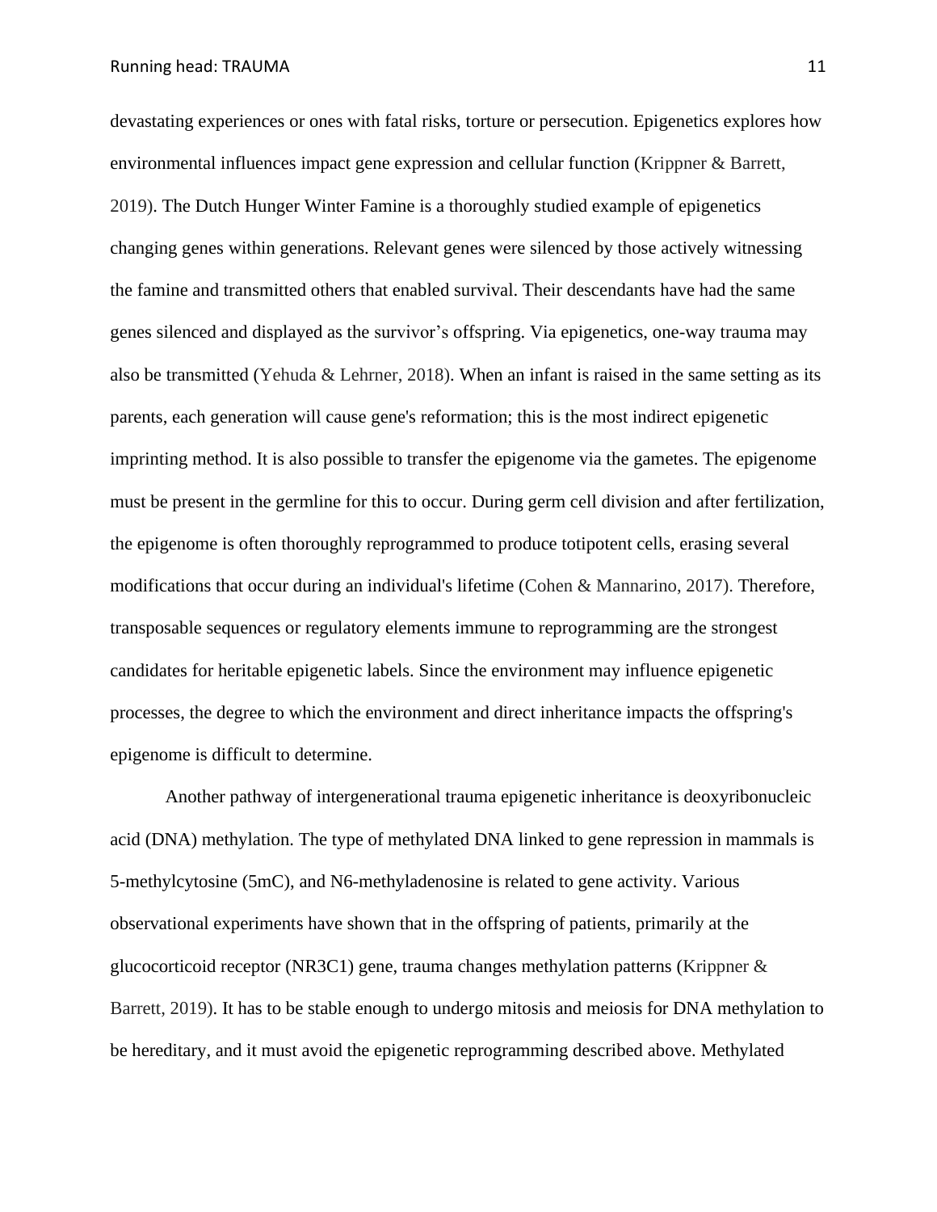devastating experiences or ones with fatal risks, torture or persecution. Epigenetics explores how environmental influences impact gene expression and cellular function (Krippner & Barrett, 2019). The Dutch Hunger Winter Famine is a thoroughly studied example of epigenetics changing genes within generations. Relevant genes were silenced by those actively witnessing the famine and transmitted others that enabled survival. Their descendants have had the same genes silenced and displayed as the survivor's offspring. Via epigenetics, one-way trauma may also be transmitted (Yehuda & Lehrner, 2018). When an infant is raised in the same setting as its parents, each generation will cause gene's reformation; this is the most indirect epigenetic imprinting method. It is also possible to transfer the epigenome via the gametes. The epigenome must be present in the germline for this to occur. During germ cell division and after fertilization, the epigenome is often thoroughly reprogrammed to produce totipotent cells, erasing several modifications that occur during an individual's lifetime (Cohen & Mannarino, 2017). Therefore, transposable sequences or regulatory elements immune to reprogramming are the strongest candidates for heritable epigenetic labels. Since the environment may influence epigenetic processes, the degree to which the environment and direct inheritance impacts the offspring's epigenome is difficult to determine.

Another pathway of intergenerational trauma epigenetic inheritance is deoxyribonucleic acid (DNA) methylation. The type of methylated DNA linked to gene repression in mammals is 5-methylcytosine (5mC), and N6-methyladenosine is related to gene activity. Various observational experiments have shown that in the offspring of patients, primarily at the glucocorticoid receptor (NR3C1) gene, trauma changes methylation patterns (Krippner & Barrett, 2019). It has to be stable enough to undergo mitosis and meiosis for DNA methylation to be hereditary, and it must avoid the epigenetic reprogramming described above. Methylated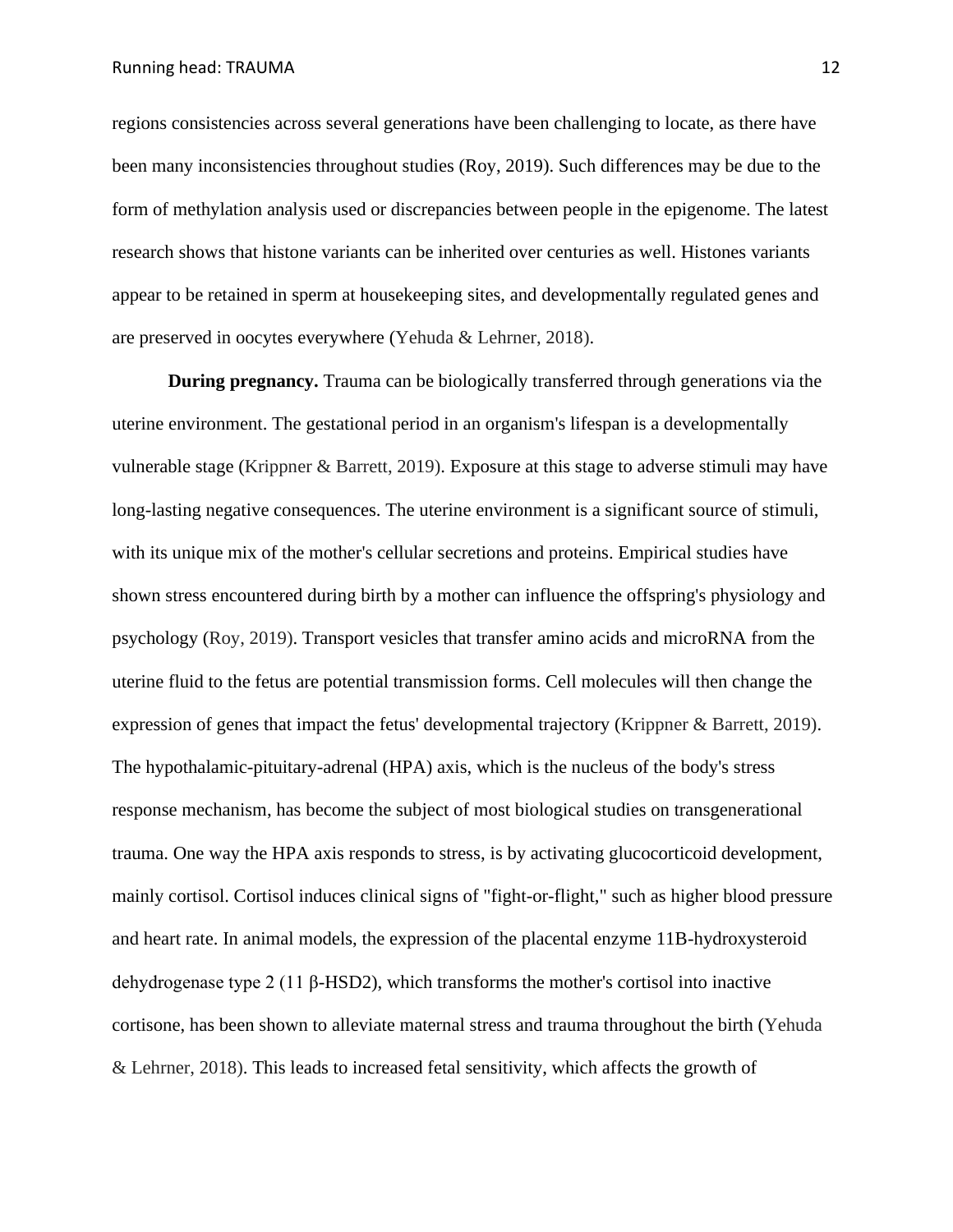regions consistencies across several generations have been challenging to locate, as there have been many inconsistencies throughout studies (Roy, 2019). Such differences may be due to the form of methylation analysis used or discrepancies between people in the epigenome. The latest research shows that histone variants can be inherited over centuries as well. Histones variants appear to be retained in sperm at housekeeping sites, and developmentally regulated genes and are preserved in oocytes everywhere (Yehuda & Lehrner, 2018).

**During pregnancy.** Trauma can be biologically transferred through generations via the uterine environment. The gestational period in an organism's lifespan is a developmentally vulnerable stage (Krippner & Barrett, 2019). Exposure at this stage to adverse stimuli may have long-lasting negative consequences. The uterine environment is a significant source of stimuli, with its unique mix of the mother's cellular secretions and proteins. Empirical studies have shown stress encountered during birth by a mother can influence the offspring's physiology and psychology (Roy, 2019). Transport vesicles that transfer amino acids and microRNA from the uterine fluid to the fetus are potential transmission forms. Cell molecules will then change the expression of genes that impact the fetus' developmental trajectory (Krippner & Barrett, 2019). The hypothalamic-pituitary-adrenal (HPA) axis, which is the nucleus of the body's stress response mechanism, has become the subject of most biological studies on transgenerational trauma. One way the HPA axis responds to stress, is by activating glucocorticoid development, mainly cortisol. Cortisol induces clinical signs of "fight-or-flight," such as higher blood pressure and heart rate. In animal models, the expression of the placental enzyme 11B-hydroxysteroid dehydrogenase type 2 (11 β-HSD2), which transforms the mother's cortisol into inactive cortisone, has been shown to alleviate maternal stress and trauma throughout the birth (Yehuda & Lehrner, 2018). This leads to increased fetal sensitivity, which affects the growth of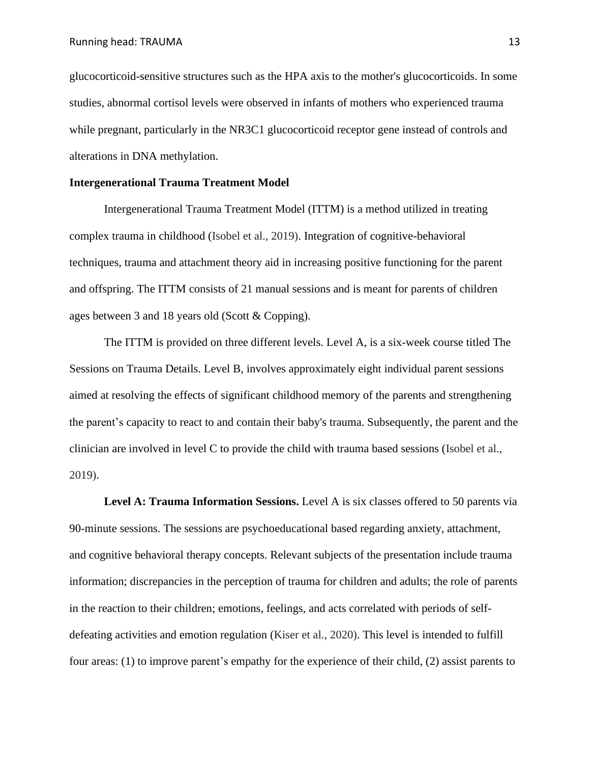glucocorticoid-sensitive structures such as the HPA axis to the mother's glucocorticoids. In some studies, abnormal cortisol levels were observed in infants of mothers who experienced trauma while pregnant, particularly in the NR3C1 glucocorticoid receptor gene instead of controls and alterations in DNA methylation.

**Intergenerational Trauma Treatment Model**

Intergenerational Trauma Treatment Model (ITTM) is a method utilized in treating complex trauma in childhood (Isobel et al., 2019). Integration of cognitive-behavioral techniques, trauma and attachment theory aid in increasing positive functioning for the parent and offspring. The ITTM consists of 21 manual sessions and is meant for parents of children ages between 3 and 18 years old (Scott & Copping).

The ITTM is provided on three different levels. Level A, is a six-week course titled The Sessions on Trauma Details. Level B, involves approximately eight individual parent sessions aimed at resolving the effects of significant childhood memory of the parents and strengthening the parent's capacity to react to and contain their baby's trauma. Subsequently, the parent and the clinician are involved in level C to provide the child with trauma based sessions (Isobel et al., 2019).

**Level A: Trauma Information Sessions.** Level A is six classes offered to 50 parents via 90-minute sessions. The sessions are psychoeducational based regarding anxiety, attachment, and cognitive behavioral therapy concepts. Relevant subjects of the presentation include trauma information; discrepancies in the perception of trauma for children and adults; the role of parents in the reaction to their children; emotions, feelings, and acts correlated with periods of self-defeating activities and emotion regulation (Kiser et al., 2020). This level is intended to fulfill four areas: (1) to improve parent's empathy for the experience of their child, (2) assist parents to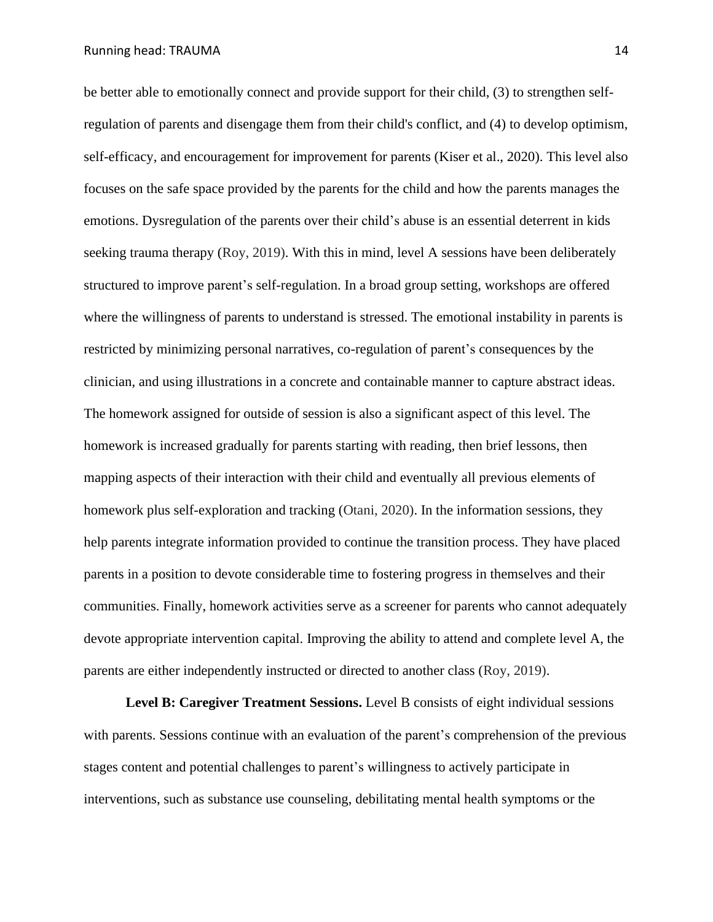be better able to emotionally connect and provide support for their child, (3) to strengthen self-regulation of parents and disengage them from their child's conflict, and (4) to develop optimism, self-efficacy, and encouragement for improvement for parents (Kiser et al., 2020). This level also focuses on the safe space provided by the parents for the child and how the parents manages the emotions. Dysregulation of the parents over their child's abuse is an essential deterrent in kids seeking trauma therapy (Roy, 2019). With this in mind, level A sessions have been deliberately structured to improve parent's self-regulation. In a broad group setting, workshops are offered where the willingness of parents to understand is stressed. The emotional instability in parents is restricted by minimizing personal narratives, co-regulation of parent's consequences by the clinician, and using illustrations in a concrete and containable manner to capture abstract ideas. The homework assigned for outside of session is also a significant aspect of this level. The homework is increased gradually for parents starting with reading, then brief lessons, then mapping aspects of their interaction with their child and eventually all previous elements of homework plus self-exploration and tracking (Otani, 2020). In the information sessions, they help parents integrate information provided to continue the transition process. They have placed parents in a position to devote considerable time to fostering progress in themselves and their communities. Finally, homework activities serve as a screener for parents who cannot adequately devote appropriate intervention capital. Improving the ability to attend and complete level A, the parents are either independently instructed or directed to another class (Roy, 2019).

**Level B: Caregiver Treatment Sessions.** Level B consists of eight individual sessions with parents. Sessions continue with an evaluation of the parent's comprehension of the previous stages content and potential challenges to parent's willingness to actively participate in interventions, such as substance use counseling, debilitating mental health symptoms or the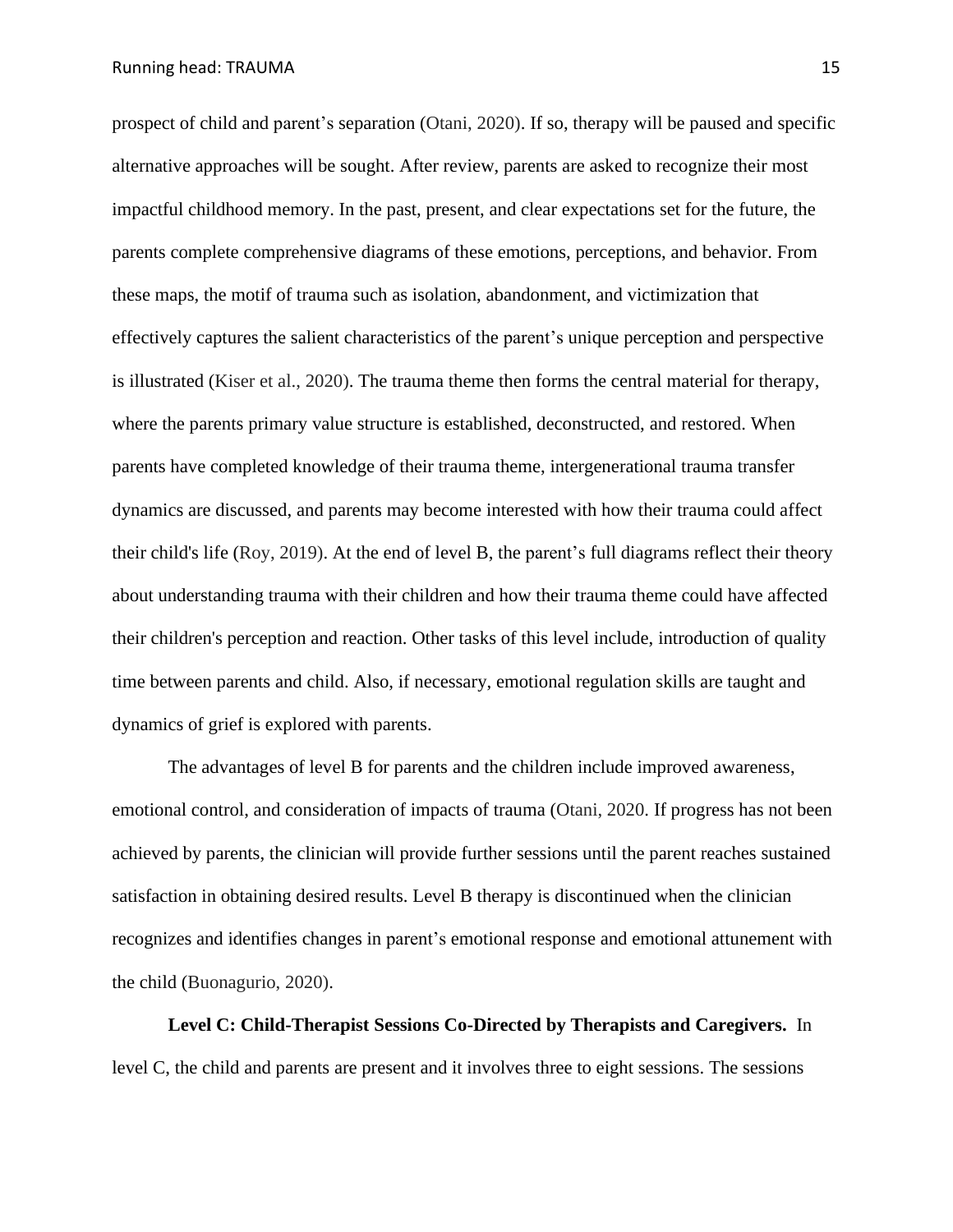prospect of child and parent's separation (Otani, 2020). If so, therapy will be paused and specific alternative approaches will be sought. After review, parents are asked to recognize their most impactful childhood memory. In the past, present, and clear expectations set for the future, the parents complete comprehensive diagrams of these emotions, perceptions, and behavior. From these maps, the motif of trauma such as isolation, abandonment, and victimization that effectively captures the salient characteristics of the parent's unique perception and perspective is illustrated (Kiser et al., 2020). The trauma theme then forms the central material for therapy, where the parents primary value structure is established, deconstructed, and restored. When parents have completed knowledge of their trauma theme, intergenerational trauma transfer dynamics are discussed, and parents may become interested with how their trauma could affect their child's life (Roy, 2019). At the end of level B, the parent's full diagrams reflect their theory about understanding trauma with their children and how their trauma theme could have affected their children's perception and reaction. Other tasks of this level include, introduction of quality time between parents and child. Also, if necessary, emotional regulation skills are taught and dynamics of grief is explored with parents.

The advantages of level B for parents and the children include improved awareness, emotional control, and consideration of impacts of trauma (Otani, 2020. If progress has not been achieved by parents, the clinician will provide further sessions until the parent reaches sustained satisfaction in obtaining desired results. Level B therapy is discontinued when the clinician recognizes and identifies changes in parent's emotional response and emotional attunement with the child (Buonagurio, 2020).

**Level C: Child-Therapist Sessions Co-Directed by Therapists and Caregivers.** In level C, the child and parents are present and it involves three to eight sessions. The sessions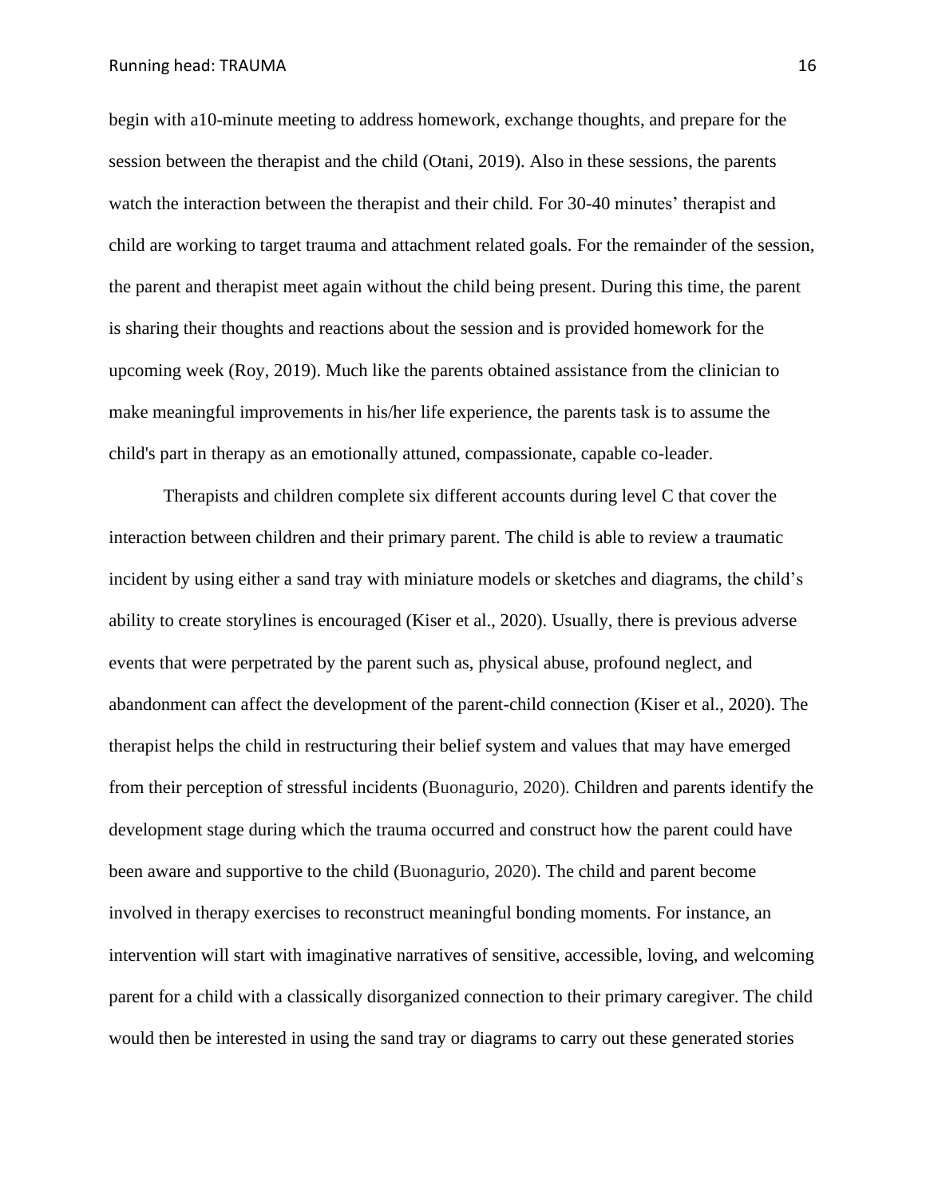begin with a10-minute meeting to address homework, exchange thoughts, and prepare for the session between the therapist and the child (Otani, 2019). Also in these sessions, the parents watch the interaction between the therapist and their child. For 30-40 minutes' therapist and child are working to target trauma and attachment related goals. For the remainder of the session, the parent and therapist meet again without the child being present. During this time, the parent is sharing their thoughts and reactions about the session and is provided homework for the upcoming week (Roy, 2019). Much like the parents obtained assistance from the clinician to make meaningful improvements in his/her life experience, the parents task is to assume the child's part in therapy as an emotionally attuned, compassionate, capable co-leader.

Therapists and children complete six different accounts during level C that cover the interaction between children and their primary parent. The child is able to review a traumatic incident by using either a sand tray with miniature models or sketches and diagrams, the child's ability to create storylines is encouraged (Kiser et al., 2020). Usually, there is previous adverse events that were perpetrated by the parent such as, physical abuse, profound neglect, and abandonment can affect the development of the parent-child connection (Kiser et al., 2020). The therapist helps the child in restructuring their belief system and values that may have emerged from their perception of stressful incidents (Buonagurio, 2020). Children and parents identify the development stage during which the trauma occurred and construct how the parent could have been aware and supportive to the child (Buonagurio, 2020). The child and parent become involved in therapy exercises to reconstruct meaningful bonding moments. For instance, an intervention will start with imaginative narratives of sensitive, accessible, loving, and welcoming parent for a child with a classically disorganized connection to their primary caregiver. The child would then be interested in using the sand tray or diagrams to carry out these generated stories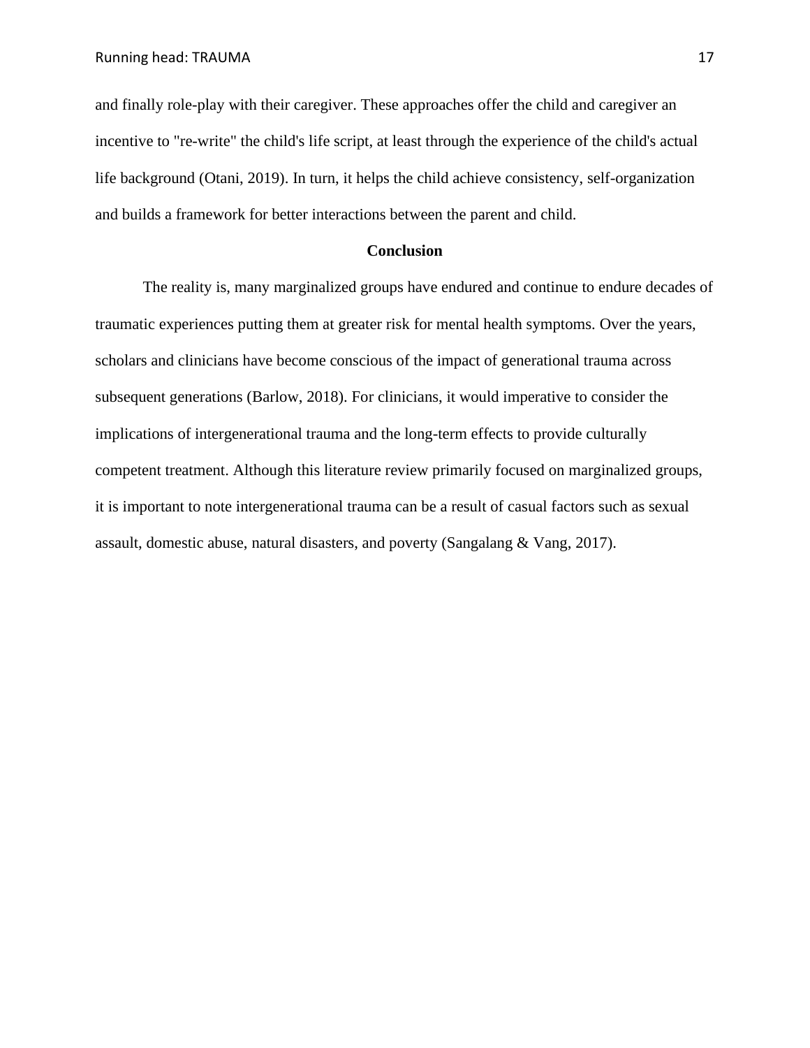and finally role-play with their caregiver. These approaches offer the child and caregiver an incentive to "re-write" the child's life script, at least through the experience of the child's actual life background (Otani, 2019). In turn, it helps the child achieve consistency, self-organization and builds a framework for better interactions between the parent and child.

## Conclusion

The reality is, many marginalized groups have endured and continue to endure decades of traumatic experiences putting them at greater risk for mental health symptoms. Over the years, scholars and clinicians have become conscious of the impact of generational trauma across subsequent generations (Barlow, 2018). For clinicians, it would imperative to consider the implications of intergenerational trauma and the long-term effects to provide culturally competent treatment. Although this literature review primarily focused on marginalized groups, it is important to note intergenerational trauma can be a result of casual factors such as sexual assault, domestic abuse, natural disasters, and poverty (Sangalang & Vang, 2017).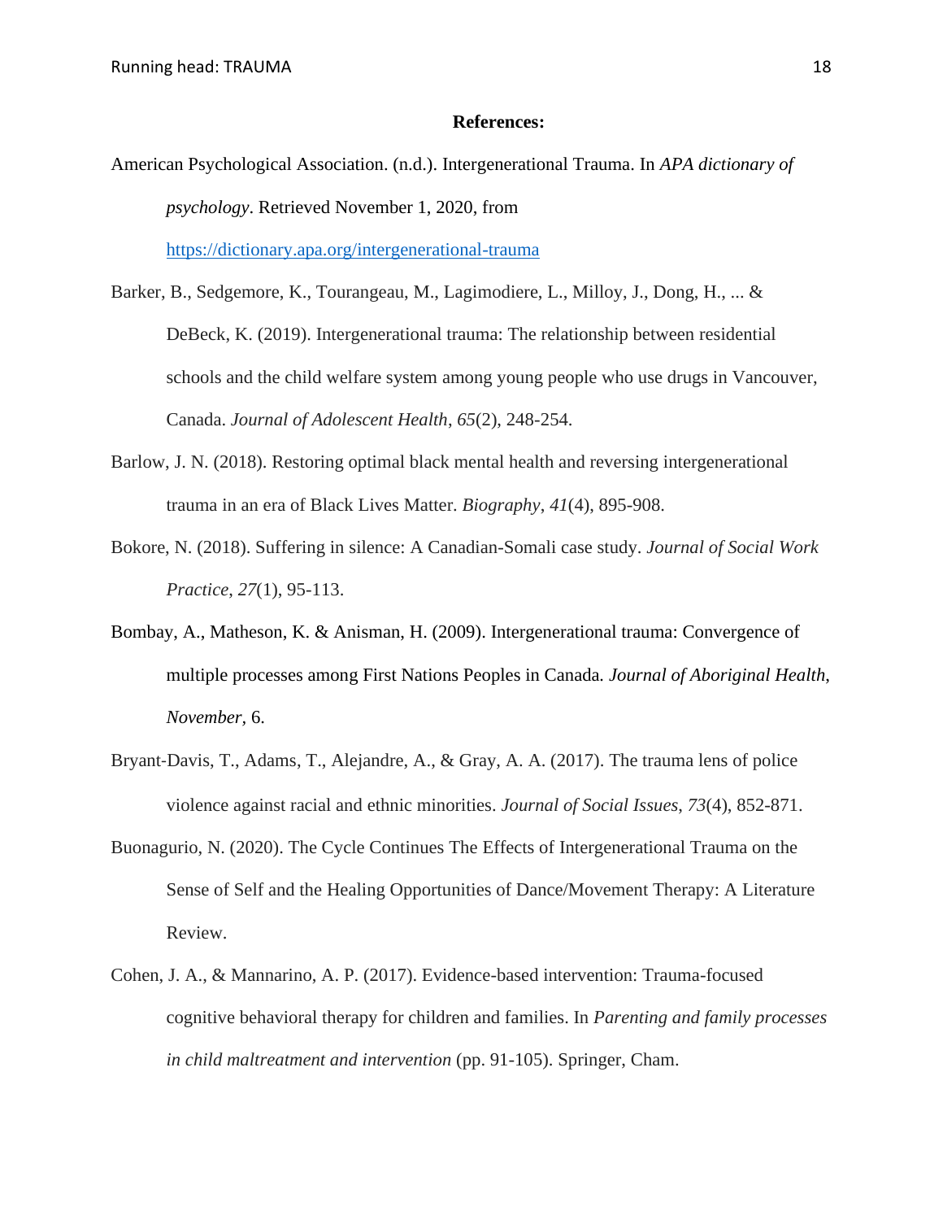**References:**

American Psychological Association. (n.d.). Intergenerational Trauma. In *APA dictionary of psychology*. Retrieved November 1, 2020, from https://dictionary.apa.org/intergenerational-trauma

Barker, B., Sedgemore, K., Tourangeau, M., Lagimodiere, L., Milloy, J., Dong, H., ... & DeBeck, K. (2019). Intergenerational trauma: The relationship between residential schools and the child welfare system among young people who use drugs in Vancouver, Canada. *Journal of Adolescent Health*, *65*(2), 248-254.

Barlow, J. N. (2018). Restoring optimal black mental health and reversing intergenerational trauma in an era of Black Lives Matter. *Biography*, *41*(4), 895-908.

Bokore, N. (2018). Suffering in silence: A Canadian-Somali case study. *Journal of Social Work Practice*, *27*(1), 95-113.

Bombay, A., Matheson, K. & Anisman, H. (2009). Intergenerational trauma: Convergence of multiple processes among First Nations Peoples in Canada. *Journal of Aboriginal Health*, *November*, 6.

Bryant-Davis, T., Adams, T., Alejandre, A., & Gray, A. A. (2017). The trauma lens of police violence against racial and ethnic minorities. *Journal of Social Issues*, *73*(4), 852-871.

Buonagurio, N. (2020). The Cycle Continues The Effects of Intergenerational Trauma on the Sense of Self and the Healing Opportunities of Dance/Movement Therapy: A Literature Review.

Cohen, J. A., & Mannarino, A. P. (2017). Evidence-based intervention: Trauma-focused cognitive behavioral therapy for children and families. In *Parenting and family processes in child maltreatment and intervention* (pp. 91-105). Springer, Cham.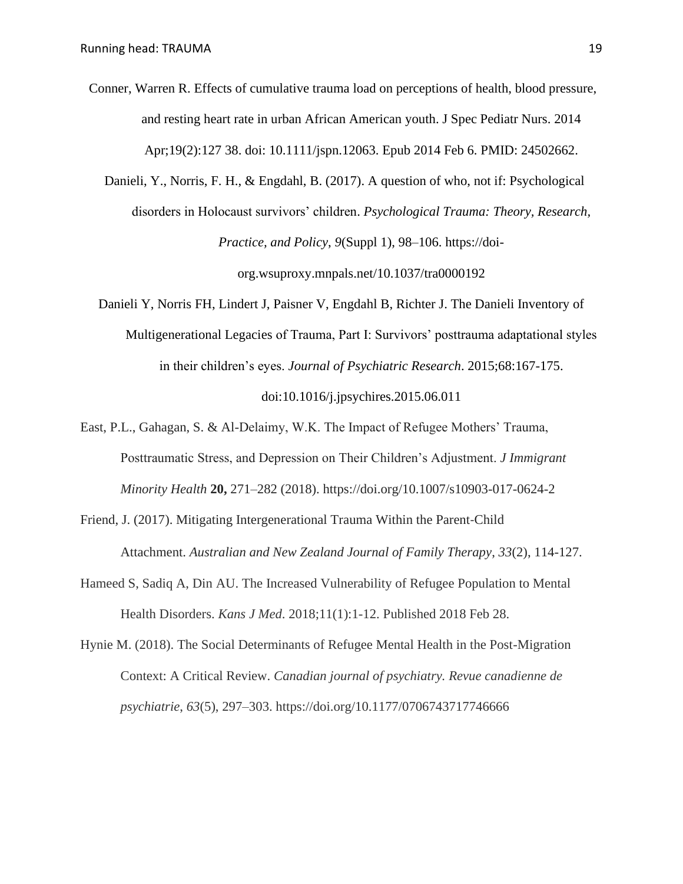Conner, Warren R. Effects of cumulative trauma load on perceptions of health, blood pressure, and resting heart rate in urban African American youth. J Spec Pediatr Nurs. 2014 Apr;19(2):127 38. doi: 10.1111/jspn.12063. Epub 2014 Feb 6. PMID: 24502662.

Danieli, Y., Norris, F. H., & Engdahl, B. (2017). A question of who, not if: Psychological disorders in Holocaust survivors' children. *Psychological Trauma: Theory, Research, Practice, and Policy, 9*(Suppl 1), 98–106. https://doi-org.wsuproxy.mnpals.net/10.1037/tra0000192

Danieli Y, Norris FH, Lindert J, Paisner V, Engdahl B, Richter J. The Danieli Inventory of Multigenerational Legacies of Trauma, Part I: Survivors' posttrauma adaptational styles in their children's eyes. *Journal of Psychiatric Research*. 2015;68:167-175. doi:10.1016/j.jpsychires.2015.06.011

East, P.L., Gahagan, S. & Al-Delaimy, W.K. The Impact of Refugee Mothers' Trauma, Posttraumatic Stress, and Depression on Their Children's Adjustment. *J Immigrant Minority Health* **20,** 271–282 (2018). https://doi.org/10.1007/s10903-017-0624-2

Friend, J. (2017). Mitigating Intergenerational Trauma Within the Parent-Child Attachment. *Australian and New Zealand Journal of Family Therapy, 33*(2), 114-127.

Hameed S, Sadiq A, Din AU. The Increased Vulnerability of Refugee Population to Mental Health Disorders. *Kans J Med*. 2018;11(1):1-12. Published 2018 Feb 28.

Hynie M. (2018). The Social Determinants of Refugee Mental Health in the Post-Migration Context: A Critical Review. *Canadian journal of psychiatry. Revue canadienne de psychiatrie, 63*(5), 297–303. https://doi.org/10.1177/0706743717746666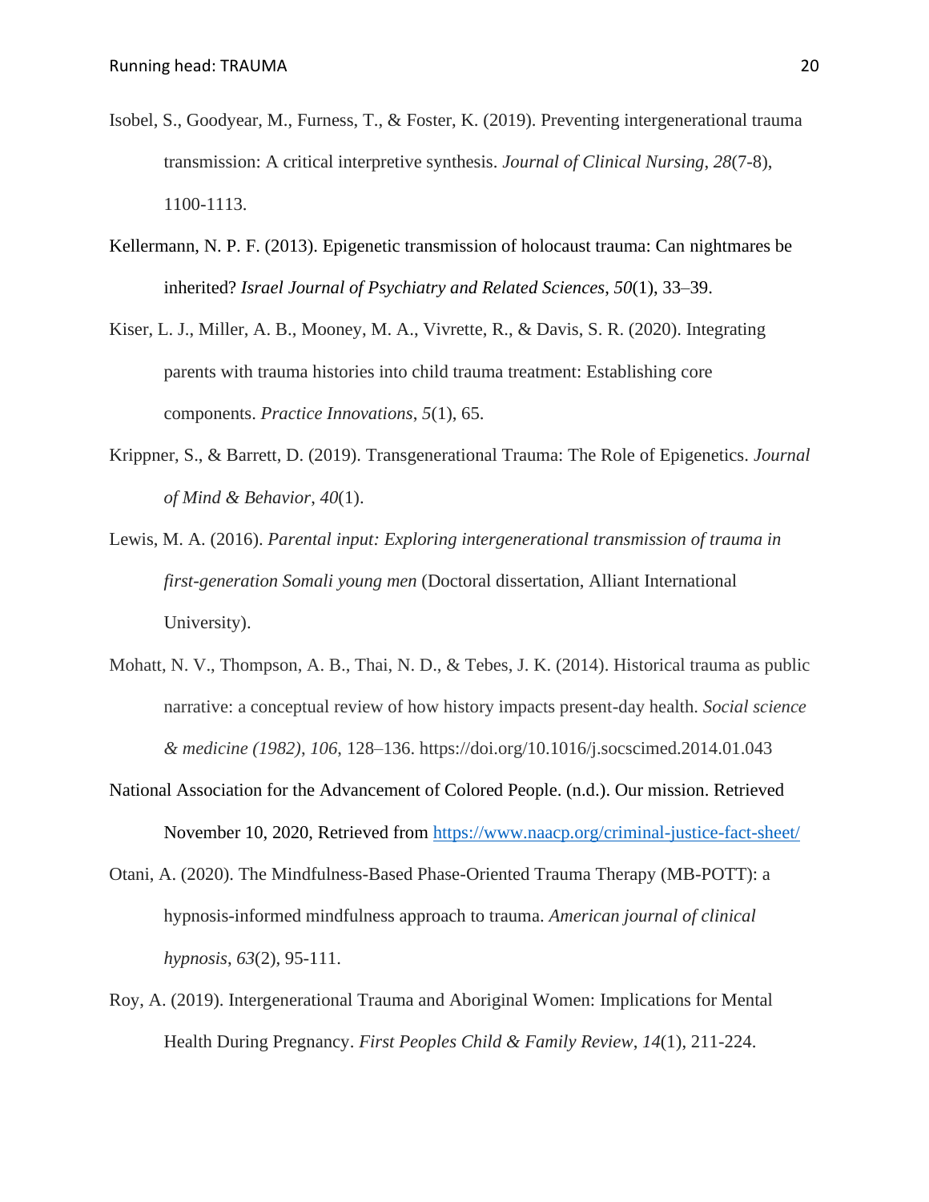Isobel, S., Goodyear, M., Furness, T., & Foster, K. (2019). Preventing intergenerational trauma transmission: A critical interpretive synthesis. *Journal of Clinical Nursing*, *28*(7-8), 1100-1113.

Kellermann, N. P. F. (2013). Epigenetic transmission of holocaust trauma: Can nightmares be inherited? *Israel Journal of Psychiatry and Related Sciences*, *50*(1), 33–39.

Kiser, L. J., Miller, A. B., Mooney, M. A., Vivrette, R., & Davis, S. R. (2020). Integrating parents with trauma histories into child trauma treatment: Establishing core components. *Practice Innovations*, *5*(1), 65.

Krippner, S., & Barrett, D. (2019). Transgenerational Trauma: The Role of Epigenetics. *Journal of Mind & Behavior*, *40*(1).

Lewis, M. A. (2016). *Parental input: Exploring intergenerational transmission of trauma in first-generation Somali young men* (Doctoral dissertation, Alliant International University).

Mohatt, N. V., Thompson, A. B., Thai, N. D., & Tebes, J. K. (2014). Historical trauma as public narrative: a conceptual review of how history impacts present-day health. *Social science & medicine (1982)*, *106*, 128–136. https://doi.org/10.1016/j.socscimed.2014.01.043

National Association for the Advancement of Colored People. (n.d.). Our mission. Retrieved November 10, 2020, Retrieved from https://www.naacp.org/criminal-justice-fact-sheet/

Otani, A. (2020). The Mindfulness-Based Phase-Oriented Trauma Therapy (MB-POTT): a hypnosis-informed mindfulness approach to trauma. *American journal of clinical hypnosis*, *63*(2), 95-111.

Roy, A. (2019). Intergenerational Trauma and Aboriginal Women: Implications for Mental Health During Pregnancy. *First Peoples Child & Family Review*, *14*(1), 211-224.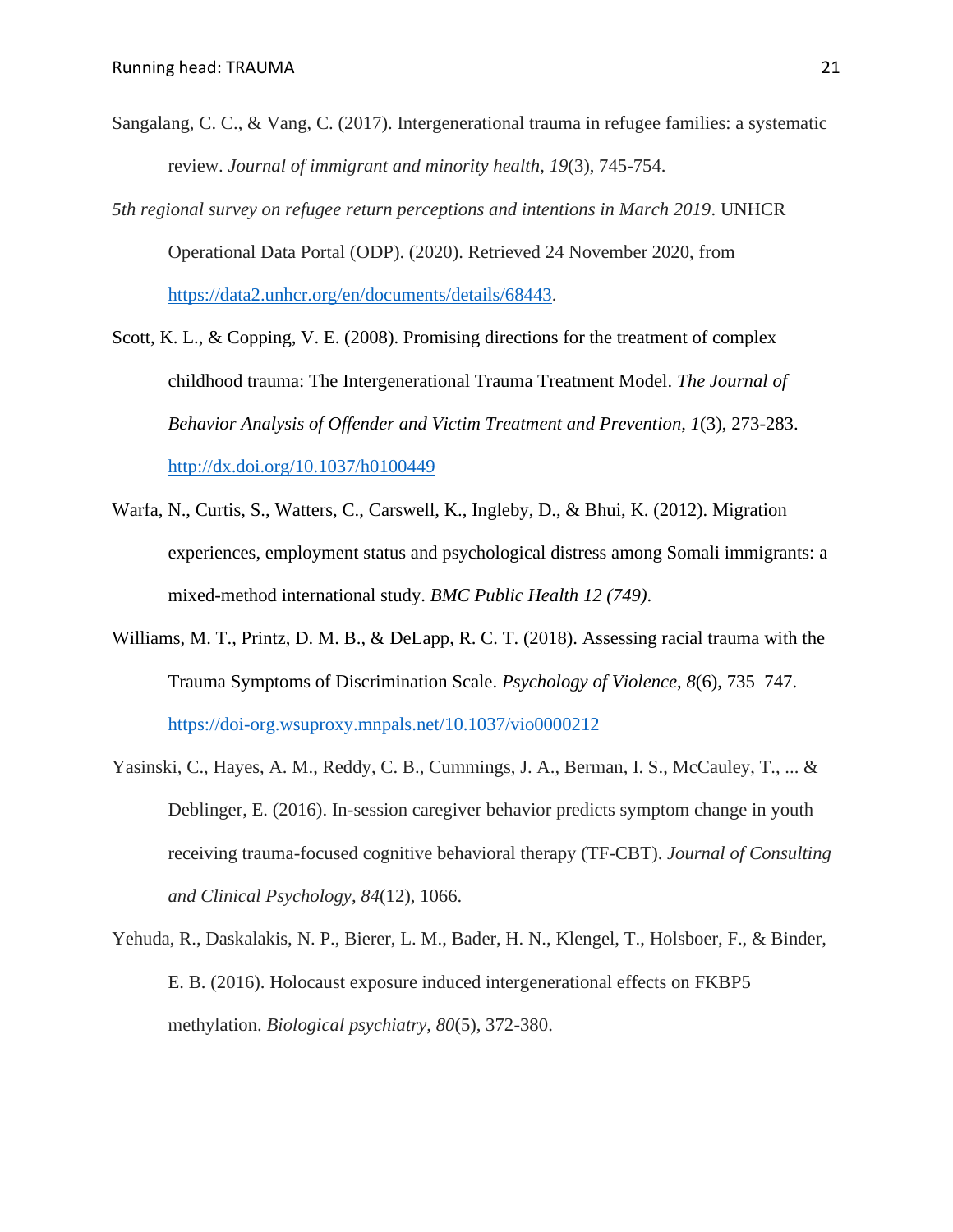Sangalang, C. C., & Vang, C. (2017). Intergenerational trauma in refugee families: a systematic review. *Journal of immigrant and minority health*, *19*(3), 745-754.

*5th regional survey on refugee return perceptions and intentions in March 2019*. UNHCR Operational Data Portal (ODP). (2020). Retrieved 24 November 2020, from https://data2.unhcr.org/en/documents/details/68443.

Scott, K. L., & Copping, V. E. (2008). Promising directions for the treatment of complex childhood trauma: The Intergenerational Trauma Treatment Model. *The Journal of Behavior Analysis of Offender and Victim Treatment and Prevention, 1*(3), 273-283. http://dx.doi.org/10.1037/h0100449

Warfa, N., Curtis, S., Watters, C., Carswell, K., Ingleby, D., & Bhui, K. (2012). Migration experiences, employment status and psychological distress among Somali immigrants: a mixed-method international study. *BMC Public Health 12 (749)*.

Williams, M. T., Printz, D. M. B., & DeLapp, R. C. T. (2018). Assessing racial trauma with the Trauma Symptoms of Discrimination Scale. *Psychology of Violence*, *8*(6), 735–747. https://doi-org.wsuproxy.mnpals.net/10.1037/vio0000212

Yasinski, C., Hayes, A. M., Reddy, C. B., Cummings, J. A., Berman, I. S., McCauley, T., ... & Deblinger, E. (2016). In-session caregiver behavior predicts symptom change in youth receiving trauma-focused cognitive behavioral therapy (TF-CBT). *Journal of Consulting and Clinical Psychology*, *84*(12), 1066.

Yehuda, R., Daskalakis, N. P., Bierer, L. M., Bader, H. N., Klengel, T., Holsboer, F., & Binder, E. B. (2016). Holocaust exposure induced intergenerational effects on FKBP5 methylation. *Biological psychiatry*, *80*(5), 372-380.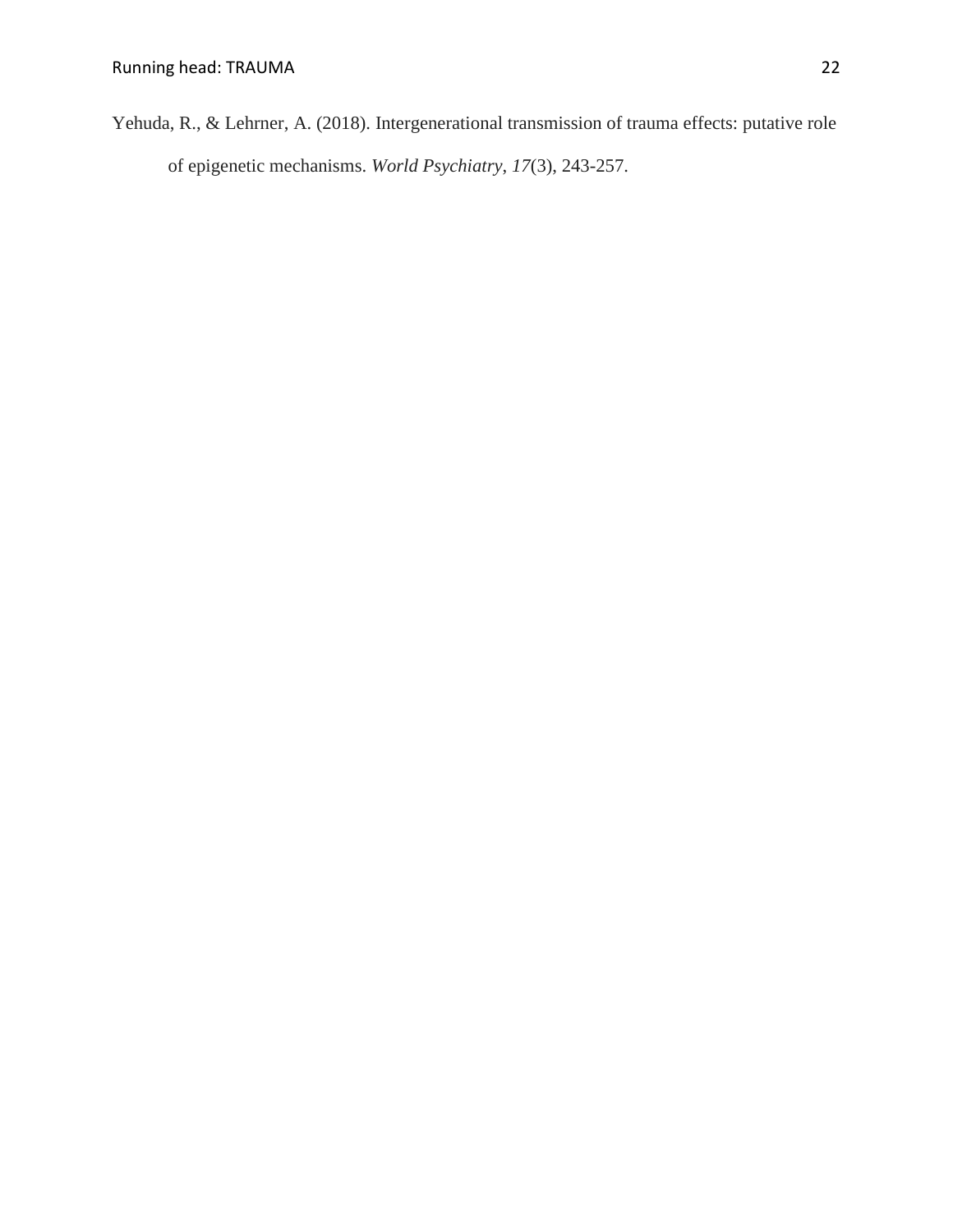Yehuda, R., & Lehrner, A. (2018). Intergenerational transmission of trauma effects: putative role of epigenetic mechanisms. *World Psychiatry*, *17*(3), 243-257.